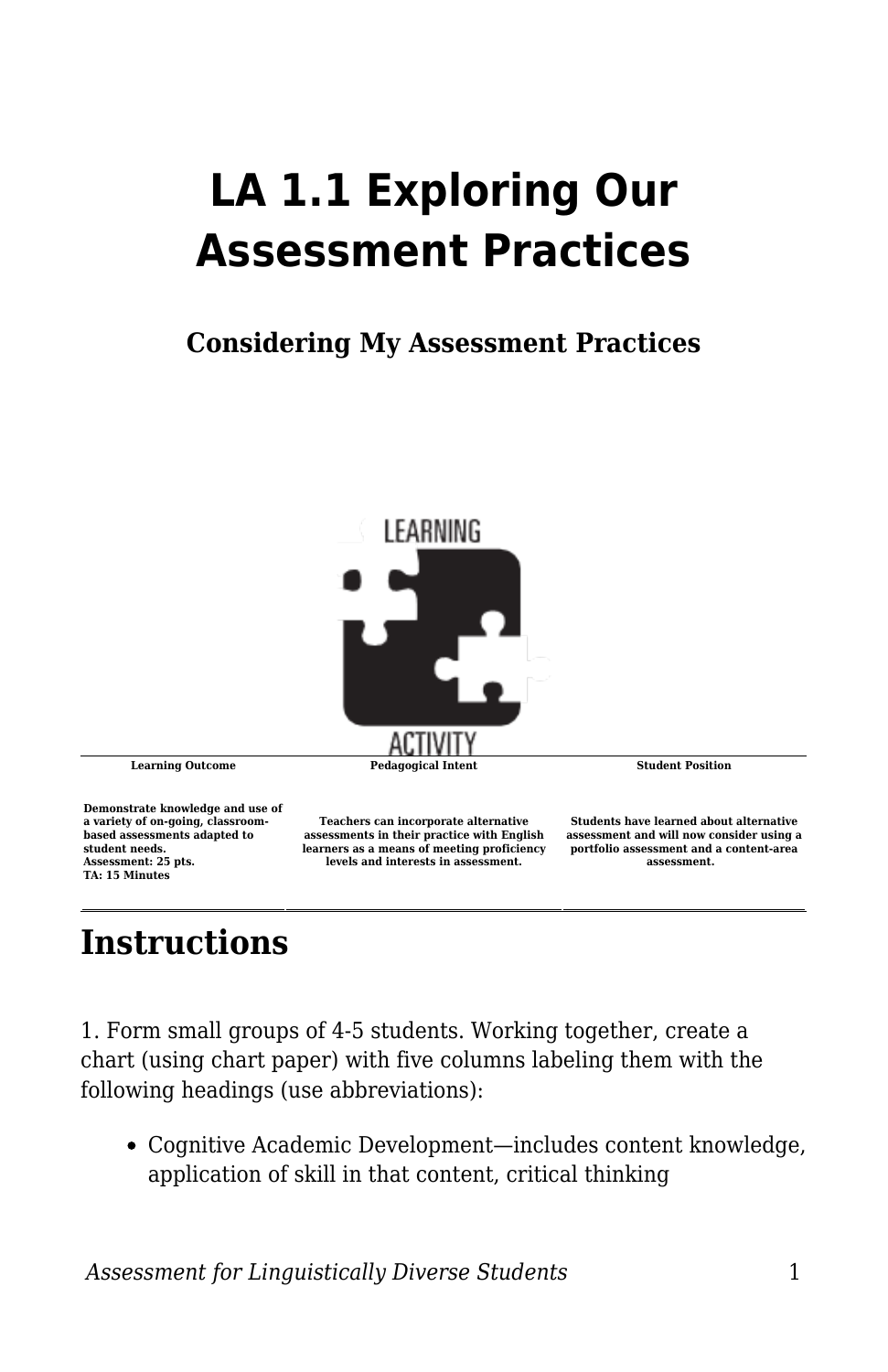# LA 1.1 Exploring Our Assessment Practices

### Considering My Assessment Practices

| Learning Outcome | Pedagogical Intent | Student Position |
|---|---|---|
| Demonstrate knowledge and use of a variety of on-going, classroom-based assessments adapted to student needs.<br>Assessment: 25 pts.<br>TA: 15 Minutes | Teachers can incorporate alternative assessments in their practice with English learners as a means of meeting proficiency levels and interests in assessment. | Students have learned about alternative assessment and will now consider using a portfolio assessment and a content-area assessment. |

## Instructions

1. Form small groups of 4-5 students. Working together, create a chart (using chart paper) with five columns labeling them with the following headings (use abbreviations):

- Cognitive Academic Development—includes content knowledge, application of skill in that content, critical thinking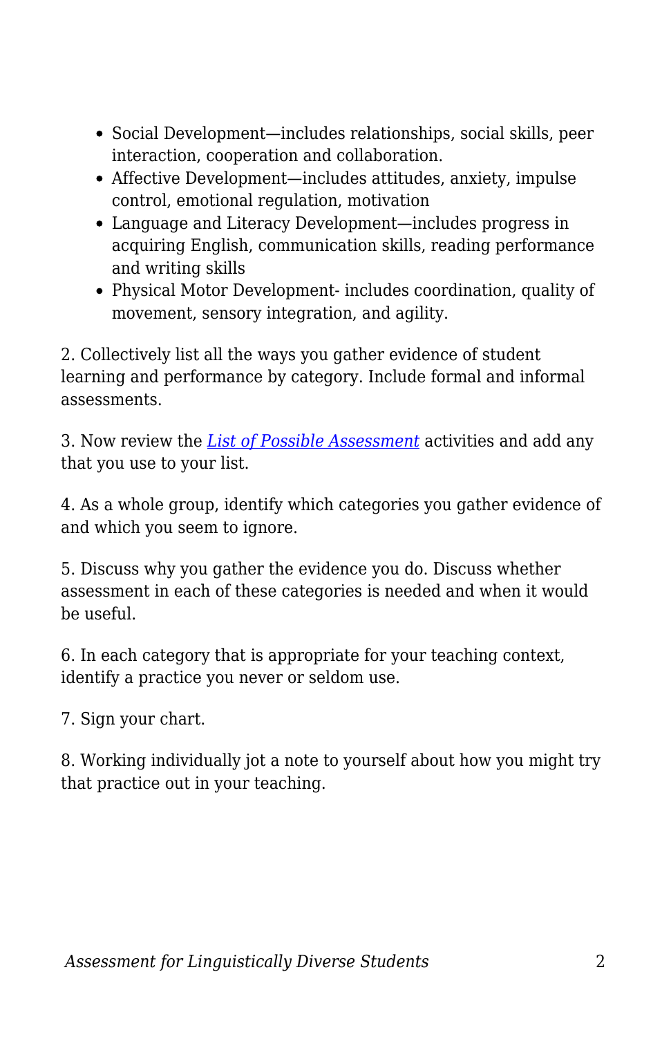- Social Development—includes relationships, social skills, peer interaction, cooperation and collaboration.
- Affective Development—includes attitudes, anxiety, impulse control, emotional regulation, motivation
- Language and Literacy Development—includes progress in acquiring English, communication skills, reading performance and writing skills
- Physical Motor Development- includes coordination, quality of movement, sensory integration, and agility.

2. Collectively list all the ways you gather evidence of student learning and performance by category. Include formal and informal assessments.

3. Now review the *List of Possible Assessment* activities and add any that you use to your list.

4. As a whole group, identify which categories you gather evidence of and which you seem to ignore.

5. Discuss why you gather the evidence you do. Discuss whether assessment in each of these categories is needed and when it would be useful.

6. In each category that is appropriate for your teaching context, identify a practice you never or seldom use.

7. Sign your chart.

8. Working individually jot a note to yourself about how you might try that practice out in your teaching.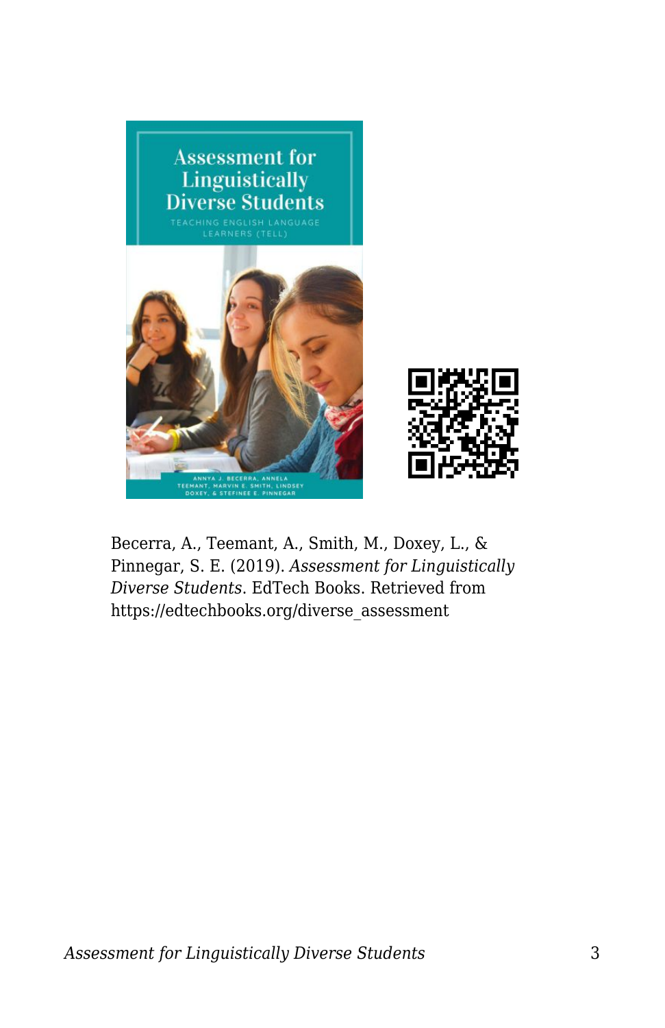Becerra, A., Teemant, A., Smith, M., Doxey, L., & Pinnegar, S. E. (2019). *Assessment for Linguistically Diverse Students*. EdTech Books. Retrieved from https://edtechbooks.org/diverse_assessment